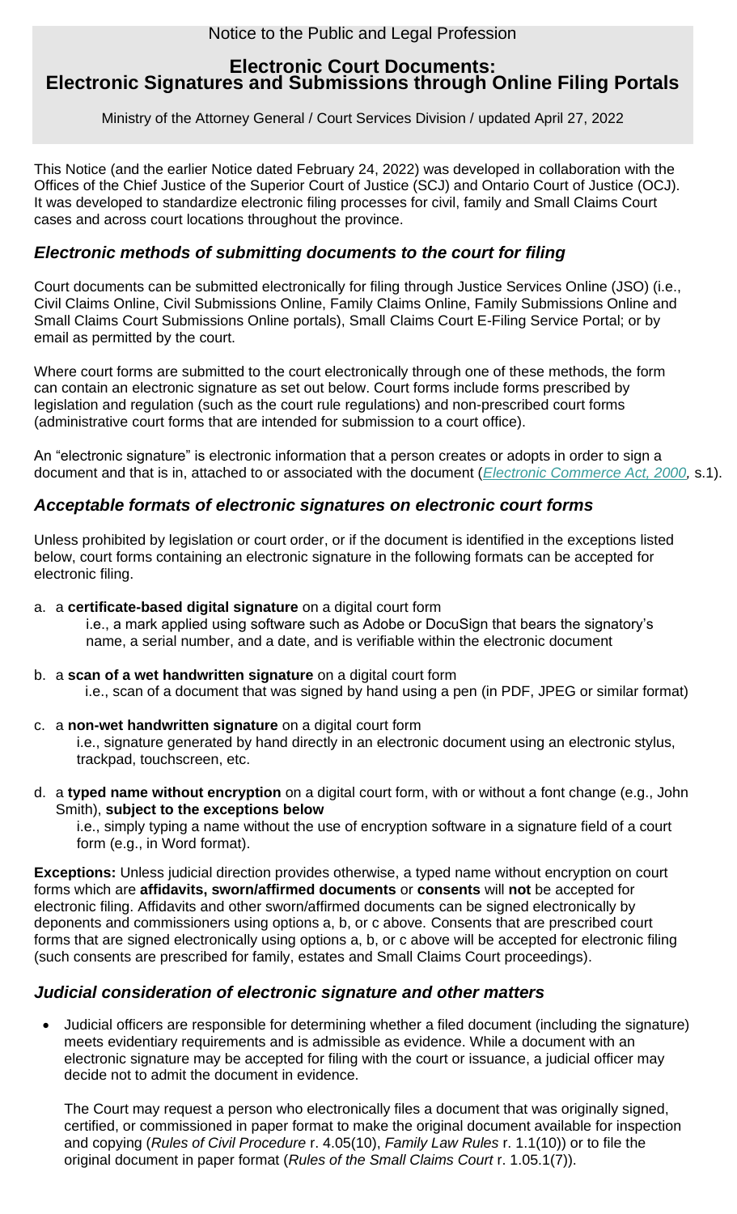Notice to the Public and Legal Profession

# Electronic Court Documents: Electronic Signatures and Submissions through Online Filing Portals

Ministry of the Attorney General / Court Services Division / updated April 27, 2022

This Notice (and the earlier Notice dated February 24, 2022) was developed in collaboration with the Offices of the Chief Justice of the Superior Court of Justice (SCJ) and Ontario Court of Justice (OCJ). It was developed to standardize electronic filing processes for civil, family and Small Claims Court cases and across court locations throughout the province.

## *Electronic methods of submitting documents to the court for filing*

Court documents can be submitted electronically for filing through Justice Services Online (JSO) (i.e., Civil Claims Online, Civil Submissions Online, Family Claims Online, Family Submissions Online and Small Claims Court Submissions Online portals), Small Claims Court E-Filing Service Portal; or by email as permitted by the court.

Where court forms are submitted to the court electronically through one of these methods, the form can contain an electronic signature as set out below. Court forms include forms prescribed by legislation and regulation (such as the court rule regulations) and non-prescribed court forms (administrative court forms that are intended for submission to a court office).

An "electronic signature" is electronic information that a person creates or adopts in order to sign a document and that is in, attached to or associated with the document (*Electronic Commerce Act, 2000,* s.1).

## *Acceptable formats of electronic signatures on electronic court forms*

Unless prohibited by legislation or court order, or if the document is identified in the exceptions listed below, court forms containing an electronic signature in the following formats can be accepted for electronic filing.

a. a **certificate-based digital signature** on a digital court form
   i.e., a mark applied using software such as Adobe or DocuSign that bears the signatory's name, a serial number, and a date, and is verifiable within the electronic document

b. a **scan of a wet handwritten signature** on a digital court form
   i.e., scan of a document that was signed by hand using a pen (in PDF, JPEG or similar format)

c. a **non-wet handwritten signature** on a digital court form
   i.e., signature generated by hand directly in an electronic document using an electronic stylus, trackpad, touchscreen, etc.

d. a **typed name without encryption** on a digital court form, with or without a font change (e.g., John Smith), **subject to the exceptions below**
   i.e., simply typing a name without the use of encryption software in a signature field of a court form (e.g., in Word format).

**Exceptions:** Unless judicial direction provides otherwise, a typed name without encryption on court forms which are **affidavits, sworn/affirmed documents** or **consents** will **not** be accepted for electronic filing. Affidavits and other sworn/affirmed documents can be signed electronically by deponents and commissioners using options a, b, or c above. Consents that are prescribed court forms that are signed electronically using options a, b, or c above will be accepted for electronic filing (such consents are prescribed for family, estates and Small Claims Court proceedings).

## *Judicial consideration of electronic signature and other matters*

- Judicial officers are responsible for determining whether a filed document (including the signature) meets evidentiary requirements and is admissible as evidence. While a document with an electronic signature may be accepted for filing with the court or issuance, a judicial officer may decide not to admit the document in evidence.

  The Court may request a person who electronically files a document that was originally signed, certified, or commissioned in paper format to make the original document available for inspection and copying (*Rules of Civil Procedure* r. 4.05(10), *Family Law Rules* r. 1.1(10)) or to file the original document in paper format (*Rules of the Small Claims Court* r. 1.05.1(7)).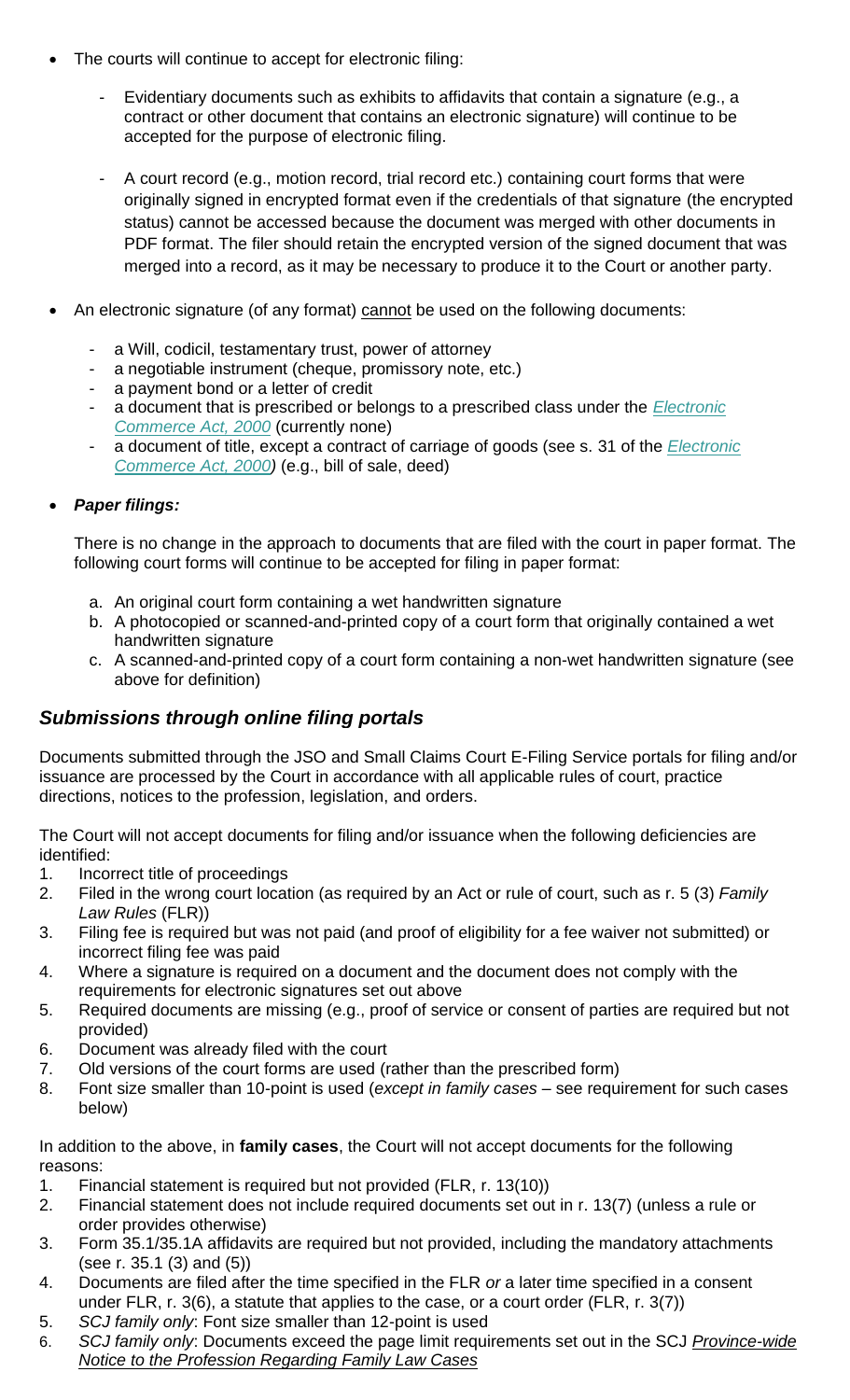- The courts will continue to accept for electronic filing:
  - Evidentiary documents such as exhibits to affidavits that contain a signature (e.g., a contract or other document that contains an electronic signature) will continue to be accepted for the purpose of electronic filing.
  - A court record (e.g., motion record, trial record etc.) containing court forms that were originally signed in encrypted format even if the credentials of that signature (the encrypted status) cannot be accessed because the document was merged with other documents in PDF format. The filer should retain the encrypted version of the signed document that was merged into a record, as it may be necessary to produce it to the Court or another party.

- An electronic signature (of any format) cannot be used on the following documents:
  - a Will, codicil, testamentary trust, power of attorney
  - a negotiable instrument (cheque, promissory note, etc.)
  - a payment bond or a letter of credit
  - a document that is prescribed or belongs to a prescribed class under the *Electronic Commerce Act, 2000* (currently none)
  - a document of title, except a contract of carriage of goods (see s. 31 of the *Electronic Commerce Act, 2000)* (e.g., bill of sale, deed)

- ***Paper filings:***

  There is no change in the approach to documents that are filed with the court in paper format. The following court forms will continue to be accepted for filing in paper format:

  a. An original court form containing a wet handwritten signature
  b. A photocopied or scanned-and-printed copy of a court form that originally contained a wet handwritten signature
  c. A scanned-and-printed copy of a court form containing a non-wet handwritten signature (see above for definition)

## *Submissions through online filing portals*

Documents submitted through the JSO and Small Claims Court E-Filing Service portals for filing and/or issuance are processed by the Court in accordance with all applicable rules of court, practice directions, notices to the profession, legislation, and orders.

The Court will not accept documents for filing and/or issuance when the following deficiencies are identified:

1. Incorrect title of proceedings
2. Filed in the wrong court location (as required by an Act or rule of court, such as r. 5 (3) *Family Law Rules* (FLR))
3. Filing fee is required but was not paid (and proof of eligibility for a fee waiver not submitted) or incorrect filing fee was paid
4. Where a signature is required on a document and the document does not comply with the requirements for electronic signatures set out above
5. Required documents are missing (e.g., proof of service or consent of parties are required but not provided)
6. Document was already filed with the court
7. Old versions of the court forms are used (rather than the prescribed form)
8. Font size smaller than 10-point is used (*except in family cases* – see requirement for such cases below)

In addition to the above, in **family cases**, the Court will not accept documents for the following reasons:

1. Financial statement is required but not provided (FLR, r. 13(10))
2. Financial statement does not include required documents set out in r. 13(7) (unless a rule or order provides otherwise)
3. Form 35.1/35.1A affidavits are required but not provided, including the mandatory attachments (see r. 35.1 (3) and (5))
4. Documents are filed after the time specified in the FLR *or* a later time specified in a consent under FLR, r. 3(6), a statute that applies to the case, or a court order (FLR, r. 3(7))
5. *SCJ family only*: Font size smaller than 12-point is used
6. *SCJ family only*: Documents exceed the page limit requirements set out in the SCJ *Province-wide Notice to the Profession Regarding Family Law Cases*